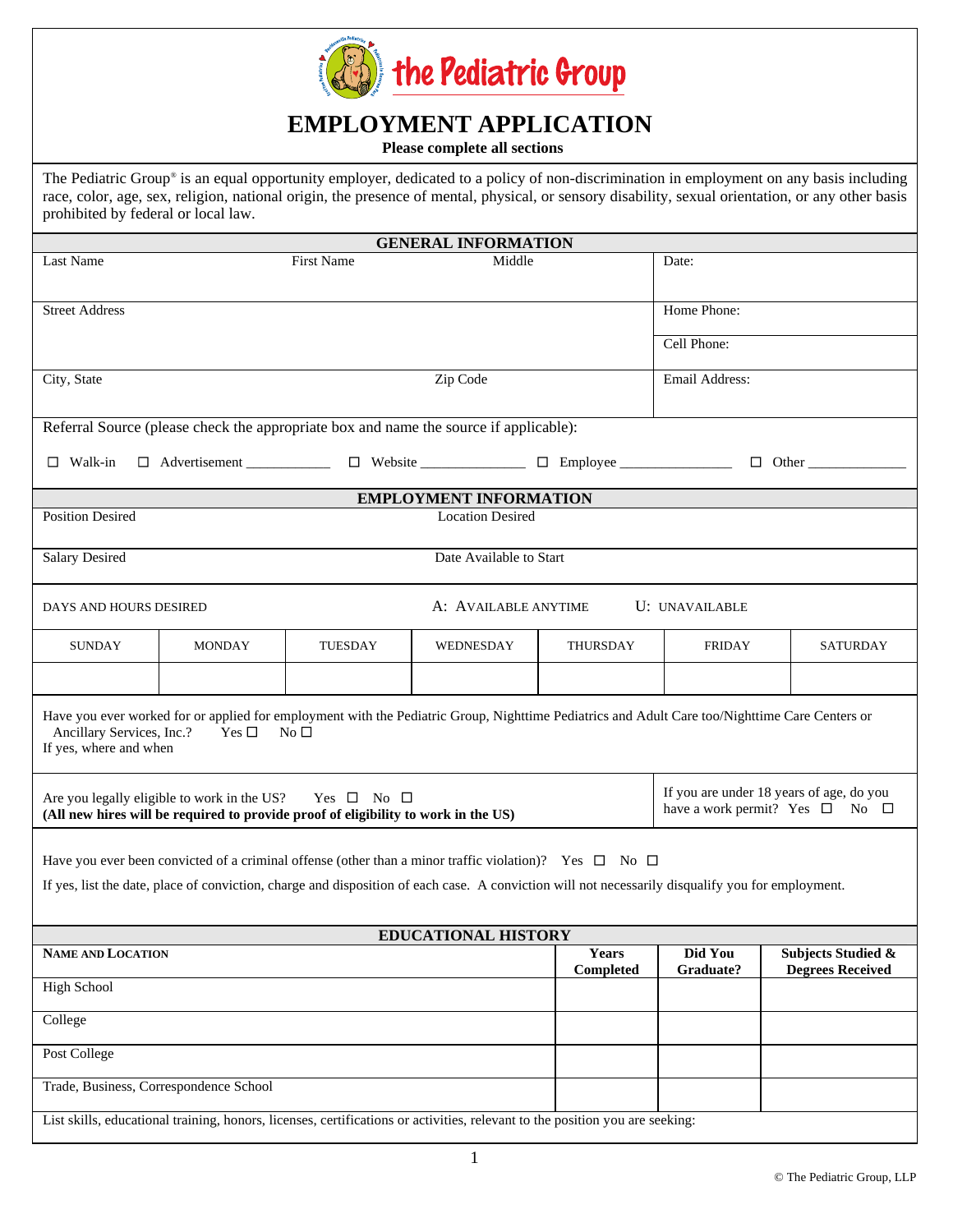# the Pediatric Group

# EMPLOYMENT APPLICATION

**Please complete all sections**

The Pediatric Group® is an equal opportunity employer, dedicated to a policy of non-discrimination in employment on any basis including race, color, age, sex, religion, national origin, the presence of mental, physical, or sensory disability, sexual orientation, or any other basis prohibited by federal or local law.

## GENERAL INFORMATION

| Last Name | First Name | Middle | Date: |
|---|---|---|---|
| Street Address | | | Home Phone: |
| | | | Cell Phone: |
| City, State | | Zip Code | Email Address: |

Referral Source (please check the appropriate box and name the source if applicable):

☐ Walk-in ☐ Advertisement ___________ ☐ Website ______________ ☐ Employee _______________ ☐ Other ______________

## EMPLOYMENT INFORMATION

| Position Desired | Location Desired |
|---|---|
| Salary Desired | Date Available to Start |

DAYS AND HOURS DESIRED A: AVAILABLE ANYTIME U: UNAVAILABLE

| SUNDAY | MONDAY | TUESDAY | WEDNESDAY | THURSDAY | FRIDAY | SATURDAY |
|---|---|---|---|---|---|---|
| | | | | | | |

Have you ever worked for or applied for employment with the Pediatric Group, Nighttime Pediatrics and Adult Care too/Nighttime Care Centers or Ancillary Services, Inc.? Yes ☐ No ☐
If yes, where and when

Are you legally eligible to work in the US? Yes ☐ No ☐
**(All new hires will be required to provide proof of eligibility to work in the US)**

If you are under 18 years of age, do you have a work permit? Yes ☐ No ☐

Have you ever been convicted of a criminal offense (other than a minor traffic violation)? Yes ☐ No ☐

If yes, list the date, place of conviction, charge and disposition of each case. A conviction will not necessarily disqualify you for employment.

## EDUCATIONAL HISTORY

| NAME AND LOCATION | Years Completed | Did You Graduate? | Subjects Studied & Degrees Received |
|---|---|---|---|
| High School | | | |
| College | | | |
| Post College | | | |
| Trade, Business, Correspondence School | | | |

List skills, educational training, honors, licenses, certifications or activities, relevant to the position you are seeking:

© The Pediatric Group, LLP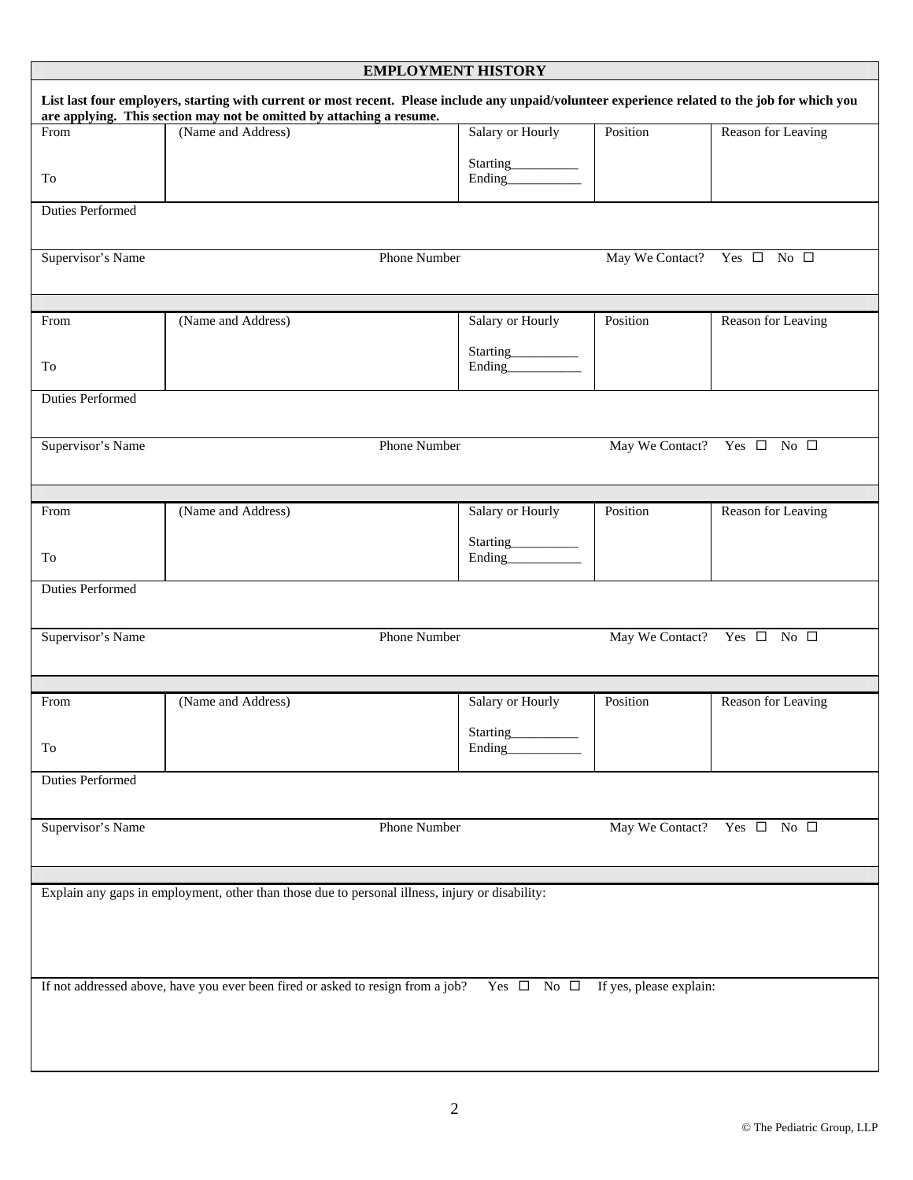## EMPLOYMENT HISTORY

**List last four employers, starting with current or most recent. Please include any unpaid/volunteer experience related to the job for which you are applying. This section may not be omitted by attaching a resume.**

| From<br><br>To | (Name and Address) | Salary or Hourly<br><br>Starting__________<br>Ending___________ | Position | Reason for Leaving |
|---|---|---|---|---|
| Duties Performed | | | | |
| Supervisor's Name | Phone Number | | May We Contact? | Yes ☐ No ☐ |

| From<br><br>To | (Name and Address) | Salary or Hourly<br><br>Starting__________<br>Ending___________ | Position | Reason for Leaving |
|---|---|---|---|---|
| Duties Performed | | | | |
| Supervisor's Name | Phone Number | | May We Contact? | Yes ☐ No ☐ |

| From<br><br>To | (Name and Address) | Salary or Hourly<br><br>Starting__________<br>Ending___________ | Position | Reason for Leaving |
|---|---|---|---|---|
| Duties Performed | | | | |
| Supervisor's Name | Phone Number | | May We Contact? | Yes ☐ No ☐ |

| From<br><br>To | (Name and Address) | Salary or Hourly<br><br>Starting__________<br>Ending___________ | Position | Reason for Leaving |
|---|---|---|---|---|
| Duties Performed | | | | |
| Supervisor's Name | Phone Number | | May We Contact? | Yes ☐ No ☐ |

Explain any gaps in employment, other than those due to personal illness, injury or disability:

If not addressed above, have you ever been fired or asked to resign from a job? Yes ☐ No ☐ If yes, please explain:

© The Pediatric Group, LLP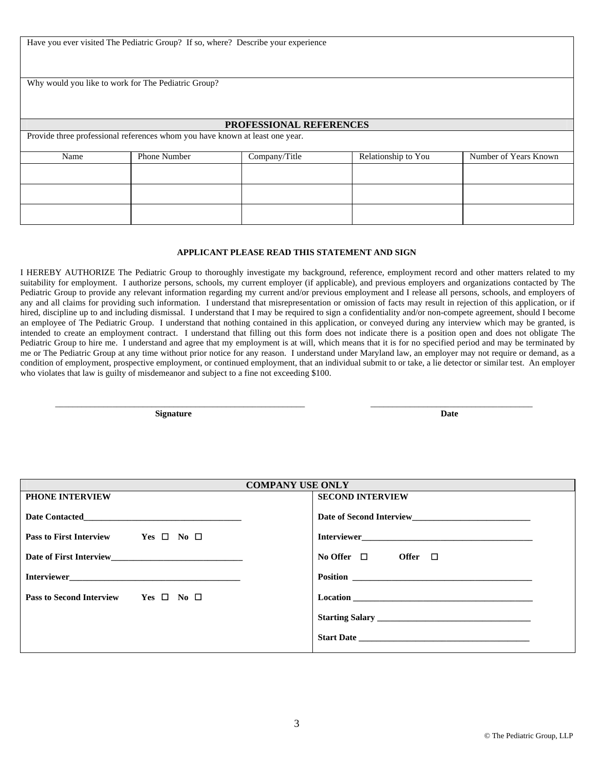Have you ever visited The Pediatric Group? If so, where? Describe your experience

Why would you like to work for The Pediatric Group?

## PROFESSIONAL REFERENCES

Provide three professional references whom you have known at least one year.

| Name | Phone Number | Company/Title | Relationship to You | Number of Years Known |
|---|---|---|---|---|
| | | | | |
| | | | | |
| | | | | |

### APPLICANT PLEASE READ THIS STATEMENT AND SIGN

I HEREBY AUTHORIZE The Pediatric Group to thoroughly investigate my background, reference, employment record and other matters related to my suitability for employment. I authorize persons, schools, my current employer (if applicable), and previous employers and organizations contacted by The Pediatric Group to provide any relevant information regarding my current and/or previous employment and I release all persons, schools, and employers of any and all claims for providing such information. I understand that misrepresentation or omission of facts may result in rejection of this application, or if hired, discipline up to and including dismissal. I understand that I may be required to sign a confidentiality and/or non-compete agreement, should I become an employee of The Pediatric Group. I understand that nothing contained in this application, or conveyed during any interview which may be granted, is intended to create an employment contract. I understand that filling out this form does not indicate there is a position open and does not obligate The Pediatric Group to hire me. I understand and agree that my employment is at will, which means that it is for no specified period and may be terminated by me or The Pediatric Group at any time without prior notice for any reason. I understand under Maryland law, an employer may not require or demand, as a condition of employment, prospective employment, or continued employment, that an individual submit to or take, a lie detector or similar test. An employer who violates that law is guilty of misdemeanor and subject to a fine not exceeding $100.

\_\_\_\_\_\_\_\_\_\_\_\_\_\_\_\_\_\_\_\_\_\_\_\_\_\_\_\_\_\_\_\_\_\_\_\_\_\_\_\_ **Signature**

\_\_\_\_\_\_\_\_\_\_\_\_\_\_\_\_\_\_\_\_\_\_\_\_\_\_\_\_\_\_ **Date**

## COMPANY USE ONLY

| PHONE INTERVIEW | SECOND INTERVIEW |
|---|---|
| **Date Contacted**\_\_\_\_\_\_\_\_\_\_\_\_\_\_\_\_\_\_\_\_\_\_\_\_\_\_\_\_\_\_ | **Date of Second Interview**\_\_\_\_\_\_\_\_\_\_\_\_\_\_\_\_\_\_\_\_\_\_ |
| **Pass to First Interview** **Yes** ☐ **No** ☐ | **Interviewer**\_\_\_\_\_\_\_\_\_\_\_\_\_\_\_\_\_\_\_\_\_\_\_\_\_\_\_\_\_\_\_\_ |
| **Date of First Interview**\_\_\_\_\_\_\_\_\_\_\_\_\_\_\_\_\_\_\_\_\_\_\_\_\_\_ | **No Offer** ☐ **Offer** ☐ |
| **Interviewer**\_\_\_\_\_\_\_\_\_\_\_\_\_\_\_\_\_\_\_\_\_\_\_\_\_\_\_\_\_\_\_\_\_ | **Position** \_\_\_\_\_\_\_\_\_\_\_\_\_\_\_\_\_\_\_\_\_\_\_\_\_\_\_\_\_\_\_\_\_\_ |
| **Pass to Second Interview** **Yes** ☐ **No** ☐ | **Location** \_\_\_\_\_\_\_\_\_\_\_\_\_\_\_\_\_\_\_\_\_\_\_\_\_\_\_\_\_\_\_\_\_\_ |
| | **Starting Salary** \_\_\_\_\_\_\_\_\_\_\_\_\_\_\_\_\_\_\_\_\_\_\_\_\_\_\_\_\_ |
| | **Start Date** \_\_\_\_\_\_\_\_\_\_\_\_\_\_\_\_\_\_\_\_\_\_\_\_\_\_\_\_\_\_\_\_\_ |

© The Pediatric Group, LLP